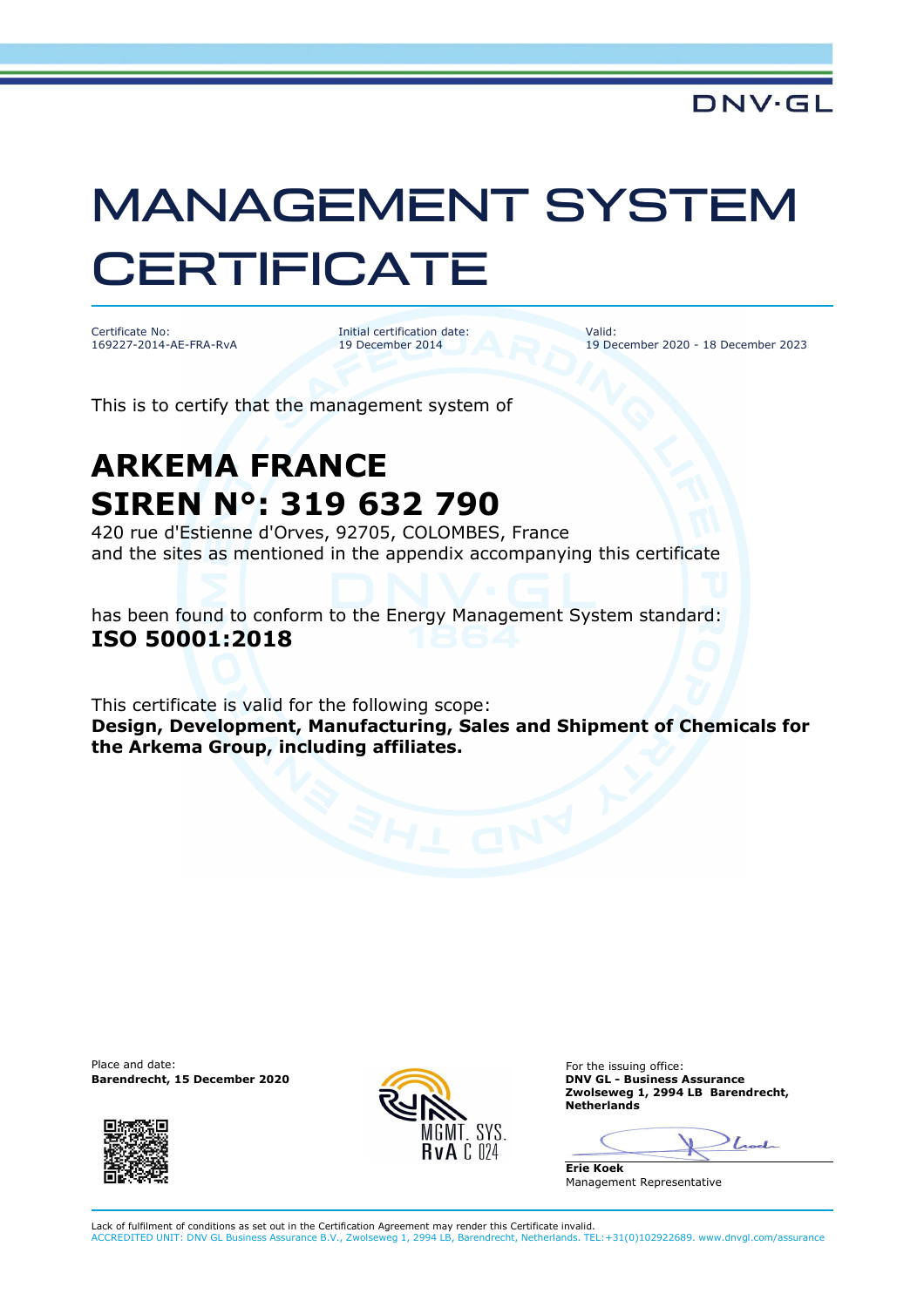DNV·GL

# MANAGEMENT SYSTEM CERTIFICATE

Certificate No:
169227-2014-AE-FRA-RvA

Initial certification date:
19 December 2014

Valid:
19 December 2020 - 18 December 2023

This is to certify that the management system of

## ARKEMA FRANCE
## SIREN N°: 319 632 790

420 rue d'Estienne d'Orves, 92705, COLOMBES, France
and the sites as mentioned in the appendix accompanying this certificate

has been found to conform to the Energy Management System standard:
**ISO 50001:2018**

This certificate is valid for the following scope:
**Design, Development, Manufacturing, Sales and Shipment of Chemicals for the Arkema Group, including affiliates.**

Place and date:
**Barendrecht, 15 December 2020**

MGMT. SYS.
RvA C 024

For the issuing office:
**DNV GL - Business Assurance**
**Zwolseweg 1, 2994 LB Barendrecht, Netherlands**

**Erie Koek**
Management Representative

Lack of fulfilment of conditions as set out in the Certification Agreement may render this Certificate invalid.
ACCREDITED UNIT: DNV GL Business Assurance B.V., Zwolseweg 1, 2994 LB, Barendrecht, Netherlands. TEL:+31(0)102922689. www.dnvgl.com/assurance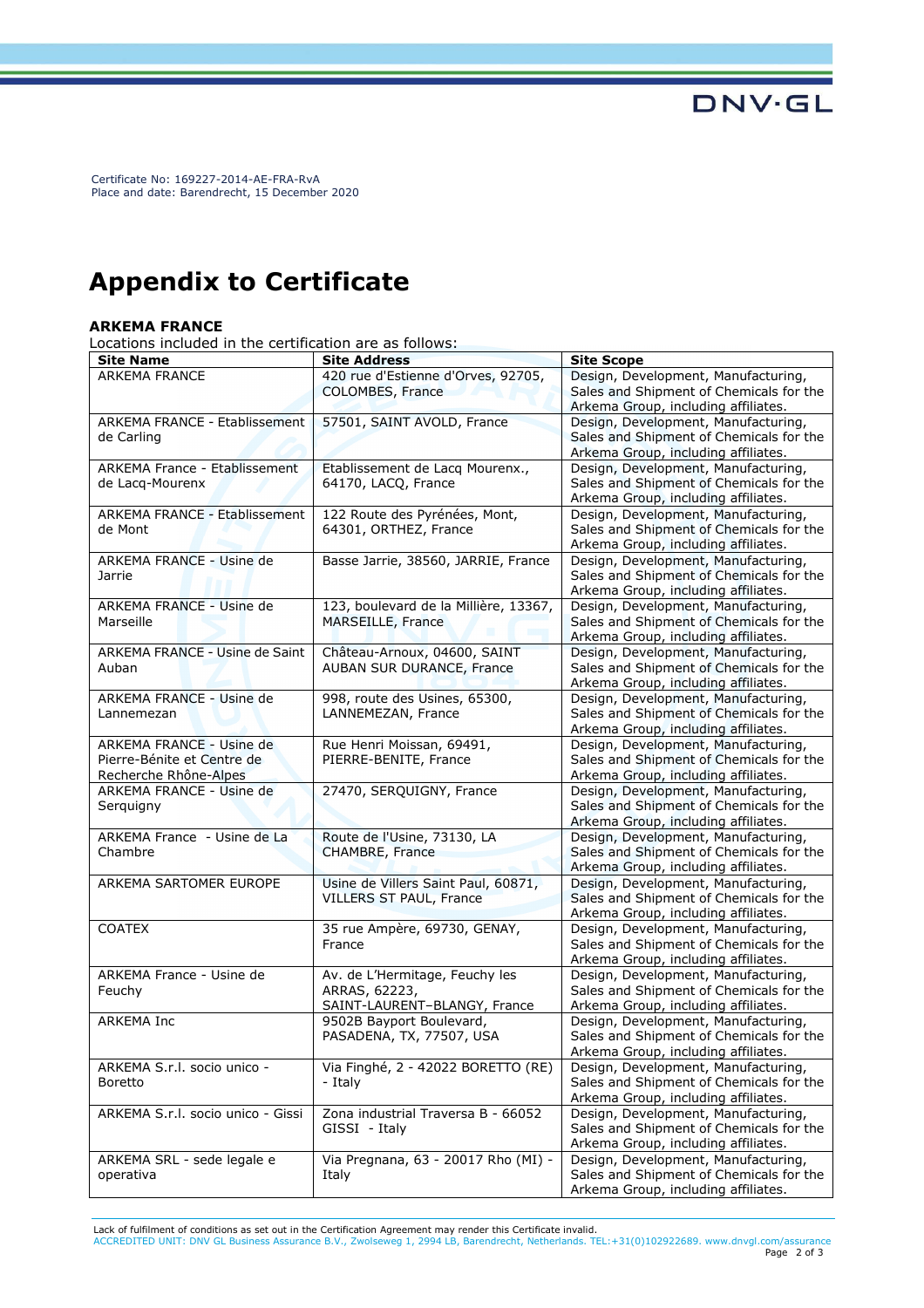Certificate No: 169227-2014-AE-FRA-RvA
Place and date: Barendrecht, 15 December 2020

# Appendix to Certificate

**ARKEMA FRANCE**

Locations included in the certification are as follows:

| Site Name | Site Address | Site Scope |
|---|---|---|
| ARKEMA FRANCE | 420 rue d'Estienne d'Orves, 92705, COLOMBES, France | Design, Development, Manufacturing, Sales and Shipment of Chemicals for the Arkema Group, including affiliates. |
| ARKEMA FRANCE - Etablissement de Carling | 57501, SAINT AVOLD, France | Design, Development, Manufacturing, Sales and Shipment of Chemicals for the Arkema Group, including affiliates. |
| ARKEMA France - Etablissement de Lacq-Mourenx | Etablissement de Lacq Mourenx., 64170, LACQ, France | Design, Development, Manufacturing, Sales and Shipment of Chemicals for the Arkema Group, including affiliates. |
| ARKEMA FRANCE - Etablissement de Mont | 122 Route des Pyrénées, Mont, 64301, ORTHEZ, France | Design, Development, Manufacturing, Sales and Shipment of Chemicals for the Arkema Group, including affiliates. |
| ARKEMA FRANCE - Usine de Jarrie | Basse Jarrie, 38560, JARRIE, France | Design, Development, Manufacturing, Sales and Shipment of Chemicals for the Arkema Group, including affiliates. |
| ARKEMA FRANCE - Usine de Marseille | 123, boulevard de la Millière, 13367, MARSEILLE, France | Design, Development, Manufacturing, Sales and Shipment of Chemicals for the Arkema Group, including affiliates. |
| ARKEMA FRANCE - Usine de Saint Auban | Château-Arnoux, 04600, SAINT AUBAN SUR DURANCE, France | Design, Development, Manufacturing, Sales and Shipment of Chemicals for the Arkema Group, including affiliates. |
| ARKEMA FRANCE - Usine de Lannemezan | 998, route des Usines, 65300, LANNEMEZAN, France | Design, Development, Manufacturing, Sales and Shipment of Chemicals for the Arkema Group, including affiliates. |
| ARKEMA FRANCE - Usine de Pierre-Bénite et Centre de Recherche Rhône-Alpes | Rue Henri Moissan, 69491, PIERRE-BENITE, France | Design, Development, Manufacturing, Sales and Shipment of Chemicals for the Arkema Group, including affiliates. |
| ARKEMA FRANCE - Usine de Serquigny | 27470, SERQUIGNY, France | Design, Development, Manufacturing, Sales and Shipment of Chemicals for the Arkema Group, including affiliates. |
| ARKEMA France - Usine de La Chambre | Route de l'Usine, 73130, LA CHAMBRE, France | Design, Development, Manufacturing, Sales and Shipment of Chemicals for the Arkema Group, including affiliates. |
| ARKEMA SARTOMER EUROPE | Usine de Villers Saint Paul, 60871, VILLERS ST PAUL, France | Design, Development, Manufacturing, Sales and Shipment of Chemicals for the Arkema Group, including affiliates. |
| COATEX | 35 rue Ampère, 69730, GENAY, France | Design, Development, Manufacturing, Sales and Shipment of Chemicals for the Arkema Group, including affiliates. |
| ARKEMA France - Usine de Feuchy | Av. de L'Hermitage, Feuchy les ARRAS, 62223, SAINT-LAURENT–BLANGY, France | Design, Development, Manufacturing, Sales and Shipment of Chemicals for the Arkema Group, including affiliates. |
| ARKEMA Inc | 9502B Bayport Boulevard, PASADENA, TX, 77507, USA | Design, Development, Manufacturing, Sales and Shipment of Chemicals for the Arkema Group, including affiliates. |
| ARKEMA S.r.l. socio unico - Boretto | Via Finghé, 2 - 42022 BORETTO (RE) - Italy | Design, Development, Manufacturing, Sales and Shipment of Chemicals for the Arkema Group, including affiliates. |
| ARKEMA S.r.l. socio unico - Gissi | Zona industrial Traversa B - 66052 GISSI - Italy | Design, Development, Manufacturing, Sales and Shipment of Chemicals for the Arkema Group, including affiliates. |
| ARKEMA SRL - sede legale e operativa | Via Pregnana, 63 - 20017 Rho (MI) - Italy | Design, Development, Manufacturing, Sales and Shipment of Chemicals for the Arkema Group, including affiliates. |

Lack of fulfilment of conditions as set out in the Certification Agreement may render this Certificate invalid.
ACCREDITED UNIT: DNV GL Business Assurance B.V., Zwolseweg 1, 2994 LB, Barendrecht, Netherlands. TEL:+31(0)102922689. www.dnvgl.com/assurance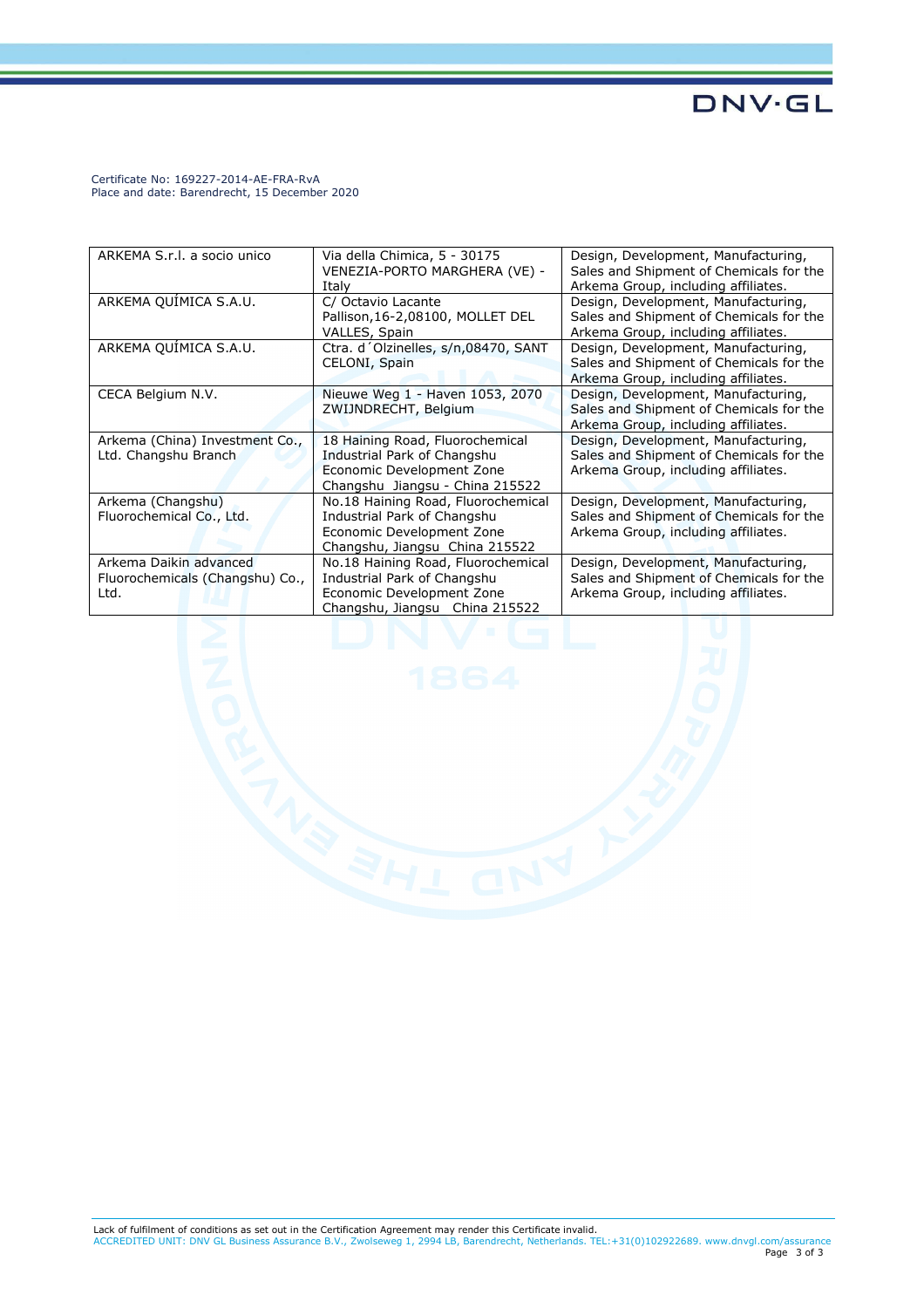Certificate No: 169227-2014-AE-FRA-RvA
Place and date: Barendrecht, 15 December 2020

| | | |
|---|---|---|
| ARKEMA S.r.l. a socio unico | Via della Chimica, 5 - 30175 VENEZIA-PORTO MARGHERA (VE) - Italy | Design, Development, Manufacturing, Sales and Shipment of Chemicals for the Arkema Group, including affiliates. |
| ARKEMA QUÍMICA S.A.U. | C/ Octavio Lacante Pallison,16-2,08100, MOLLET DEL VALLES, Spain | Design, Development, Manufacturing, Sales and Shipment of Chemicals for the Arkema Group, including affiliates. |
| ARKEMA QUÍMICA S.A.U. | Ctra. d´Olzinelles, s/n,08470, SANT CELONI, Spain | Design, Development, Manufacturing, Sales and Shipment of Chemicals for the Arkema Group, including affiliates. |
| CECA Belgium N.V. | Nieuwe Weg 1 - Haven 1053, 2070 ZWIJNDRECHT, Belgium | Design, Development, Manufacturing, Sales and Shipment of Chemicals for the Arkema Group, including affiliates. |
| Arkema (China) Investment Co., Ltd. Changshu Branch | 18 Haining Road, Fluorochemical Industrial Park of Changshu Economic Development Zone Changshu Jiangsu - China 215522 | Design, Development, Manufacturing, Sales and Shipment of Chemicals for the Arkema Group, including affiliates. |
| Arkema (Changshu) Fluorochemical Co., Ltd. | No.18 Haining Road, Fluorochemical Industrial Park of Changshu Economic Development Zone Changshu, Jiangsu China 215522 | Design, Development, Manufacturing, Sales and Shipment of Chemicals for the Arkema Group, including affiliates. |
| Arkema Daikin advanced Fluorochemicals (Changshu) Co., Ltd. | No.18 Haining Road, Fluorochemical Industrial Park of Changshu Economic Development Zone Changshu, Jiangsu China 215522 | Design, Development, Manufacturing, Sales and Shipment of Chemicals for the Arkema Group, including affiliates. |

Lack of fulfilment of conditions as set out in the Certification Agreement may render this Certificate invalid.
ACCREDITED UNIT: DNV GL Business Assurance B.V., Zwolseweg 1, 2994 LB, Barendrecht, Netherlands. TEL:+31(0)102922689. www.dnvgl.com/assurance